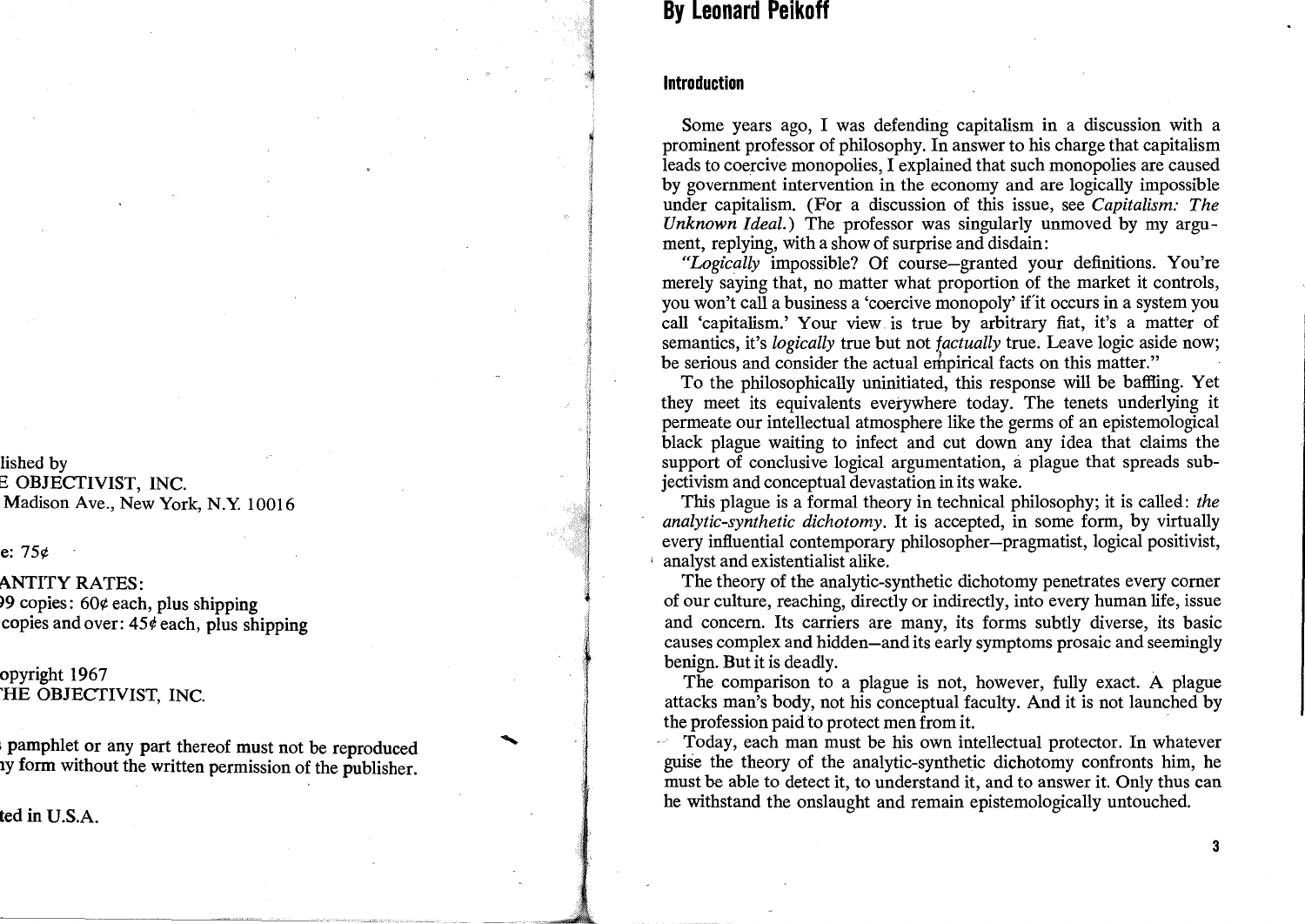lished by
E OBJECTIVIST, INC.
Madison Ave., New York, N.Y. 10016

e: 75¢

ANTITY RATES:
99 copies: 60¢ each, plus shipping
copies and over: 45¢ each, plus shipping

opyright 1967
HE OBJECTIVIST, INC.

pamphlet or any part thereof must not be reproduced
ny form without the written permission of the publisher.

ted in U.S.A.

**By Leonard Peikoff**

## Introduction

Some years ago, I was defending capitalism in a discussion with a prominent professor of philosophy. In answer to his charge that capitalism leads to coercive monopolies, I explained that such monopolies are caused by government intervention in the economy and are logically impossible under capitalism. (For a discussion of this issue, see *Capitalism: The Unknown Ideal.*) The professor was singularly unmoved by my argument, replying, with a show of surprise and disdain:

*"Logically* impossible? Of course—granted your definitions. You're merely saying that, no matter what proportion of the market it controls, you won't call a business a 'coercive monopoly' if it occurs in a system you call 'capitalism.' Your view is true by arbitrary fiat, it's a matter of semantics, it's *logically* true but not *factually* true. Leave logic aside now; be serious and consider the actual empirical facts on this matter."

To the philosophically uninitiated, this response will be baffling. Yet they meet its equivalents everywhere today. The tenets underlying it permeate our intellectual atmosphere like the germs of an epistemological black plague waiting to infect and cut down any idea that claims the support of conclusive logical argumentation, a plague that spreads subjectivism and conceptual devastation in its wake.

This plague is a formal theory in technical philosophy; it is called: *the analytic-synthetic dichotomy*. It is accepted, in some form, by virtually every influential contemporary philosopher—pragmatist, logical positivist, analyst and existentialist alike.

The theory of the analytic-synthetic dichotomy penetrates every corner of our culture, reaching, directly or indirectly, into every human life, issue and concern. Its carriers are many, its forms subtly diverse, its basic causes complex and hidden—and its early symptoms prosaic and seemingly benign. But it is deadly.

The comparison to a plague is not, however, fully exact. A plague attacks man's body, not his conceptual faculty. And it is not launched by the profession paid to protect men from it.

Today, each man must be his own intellectual protector. In whatever guise the theory of the analytic-synthetic dichotomy confronts him, he must be able to detect it, to understand it, and to answer it. Only thus can he withstand the onslaught and remain epistemologically untouched.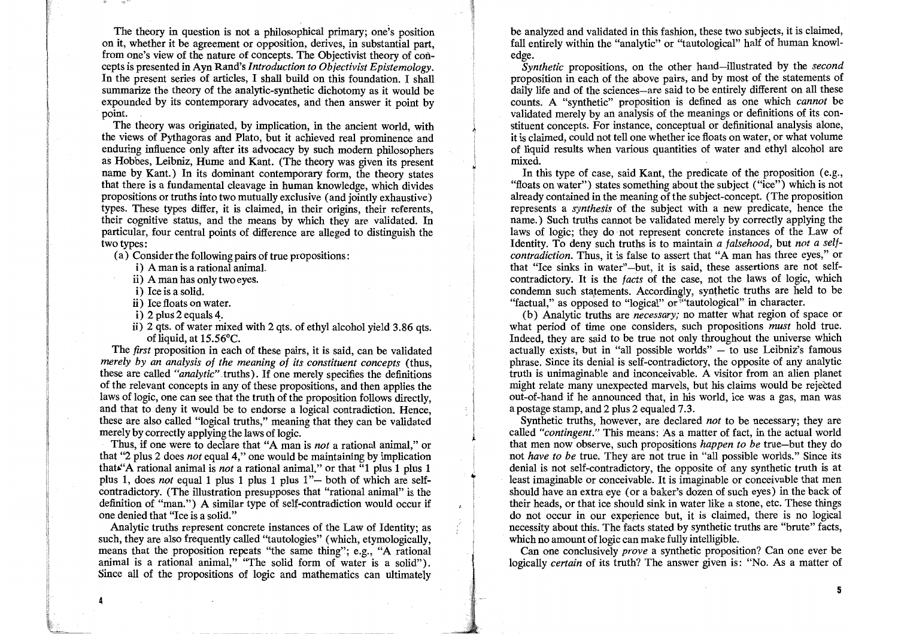The theory in question is not a philosophical primary; one's position on it, whether it be agreement or opposition, derives, in substantial part, from one's view of the nature of concepts. The Objectivist theory of concepts is presented in Ayn Rand's *Introduction to Objectivist Epistemology*. In the present series of articles, I shall build on this foundation. I shall summarize the theory of the analytic-synthetic dichotomy as it would be expounded by its contemporary advocates, and then answer it point by point.

The theory was originated, by implication, in the ancient world, with the views of Pythagoras and Plato, but it achieved real prominence and enduring influence only after its advocacy by such modern philosophers as Hobbes, Leibniz, Hume and Kant. (The theory was given its present name by Kant.) In its dominant contemporary form, the theory states that there is a fundamental cleavage in human knowledge, which divides propositions or truths into two mutually exclusive (and jointly exhaustive) types. These types differ, it is claimed, in their origins, their referents, their cognitive status, and the means by which they are validated. In particular, four central points of difference are alleged to distinguish the two types:

(a) Consider the following pairs of true propositions:

i) A man is a rational animal.
ii) A man has only two eyes.
i) Ice is a solid.
ii) Ice floats on water.
i) 2 plus 2 equals 4.
ii) 2 qts. of water mixed with 2 qts. of ethyl alcohol yield 3.86 qts. of liquid, at 15.56°C.

The *first* proposition in each of these pairs, it is said, can be validated *merely by an analysis of the meaning of its constituent concepts* (thus, these are called *"analytic"* truths). If one merely specifies the definitions of the relevant concepts in any of these propositions, and then applies the laws of logic, one can see that the truth of the proposition follows directly, and that to deny it would be to endorse a logical contradiction. Hence, these are also called "logical truths," meaning that they can be validated merely by correctly applying the laws of logic.

Thus, if one were to declare that "A man is *not* a rational animal," or that "2 plus 2 does *not* equal 4," one would be maintaining by implication that "A rational animal is *not* a rational animal," or that "1 plus 1 plus 1 plus 1, does *not* equal 1 plus 1 plus 1 plus 1"— both of which are self-contradictory. (The illustration presupposes that "rational animal" is the definition of "man.") A similar type of self-contradiction would occur if one denied that "Ice is a solid."

Analytic truths represent concrete instances of the Law of Identity; as such, they are also frequently called "tautologies" (which, etymologically, means that the proposition repeats "the same thing"; e.g., "A rational animal is a rational animal," "The solid form of water is a solid"). Since all of the propositions of logic and mathematics can ultimately be analyzed and validated in this fashion, these two subjects, it is claimed, fall entirely within the "analytic" or "tautological" half of human knowledge.

*Synthetic* propositions, on the other hand—illustrated by the *second* proposition in each of the above pairs, and by most of the statements of daily life and of the sciences—are said to be entirely different on all these counts. A "synthetic" proposition is defined as one which *cannot* be validated merely by an analysis of the meanings or definitions of its constituent concepts. For instance, conceptual or definitional analysis alone, it is claimed, could not tell one whether ice floats on water, or what volume of liquid results when various quantities of water and ethyl alcohol are mixed.

In this type of case, said Kant, the predicate of the proposition (e.g., "floats on water") states something about the subject ("ice") which is not already contained in the meaning of the subject-concept. (The proposition represents a *synthesis* of the subject with a new predicate, hence the name.) Such truths cannot be validated merely by correctly applying the laws of logic; they do not represent concrete instances of the Law of Identity. To deny such truths is to maintain *a falsehood,* but *not a self-contradiction*. Thus, it is false to assert that "A man has three eyes," or that "Ice sinks in water"—but, it is said, these assertions are not self-contradictory. It is the *facts* of the case, not the laws of logic, which condemn such statements. Accordingly, synthetic truths are held to be "factual," as opposed to "logical" or "tautological" in character.

(b) Analytic truths are *necessary;* no matter what region of space or what period of time one considers, such propositions *must* hold true. Indeed, they are said to be true not only throughout the universe which actually exists, but in "all possible worlds" — to use Leibniz's famous phrase. Since its denial is self-contradictory, the opposite of any analytic truth is unimaginable and inconceivable. A visitor from an alien planet might relate many unexpected marvels, but his claims would be rejected out-of-hand if he announced that, in his world, ice was a gas, man was a postage stamp, and 2 plus 2 equaled 7.3.

Synthetic truths, however, are declared *not* to be necessary; they are called *"contingent."* This means: As a matter of fact, in the actual world that men now observe, such propositions *happen to be* true—but they do not *have to be* true. They are not true in "all possible worlds." Since its denial is not self-contradictory, the opposite of any synthetic truth is at least imaginable or conceivable. It is imaginable or conceivable that men should have an extra eye (or a baker's dozen of such eyes) in the back of their heads, or that ice should sink in water like a stone, etc. These things do not occur in our experience but, it is claimed, there is no logical necessity about this. The facts stated by synthetic truths are "brute" facts, which no amount of logic can make fully intelligible.

Can one conclusively *prove* a synthetic proposition? Can one ever be logically *certain* of its truth? The answer given is: "No. As a matter of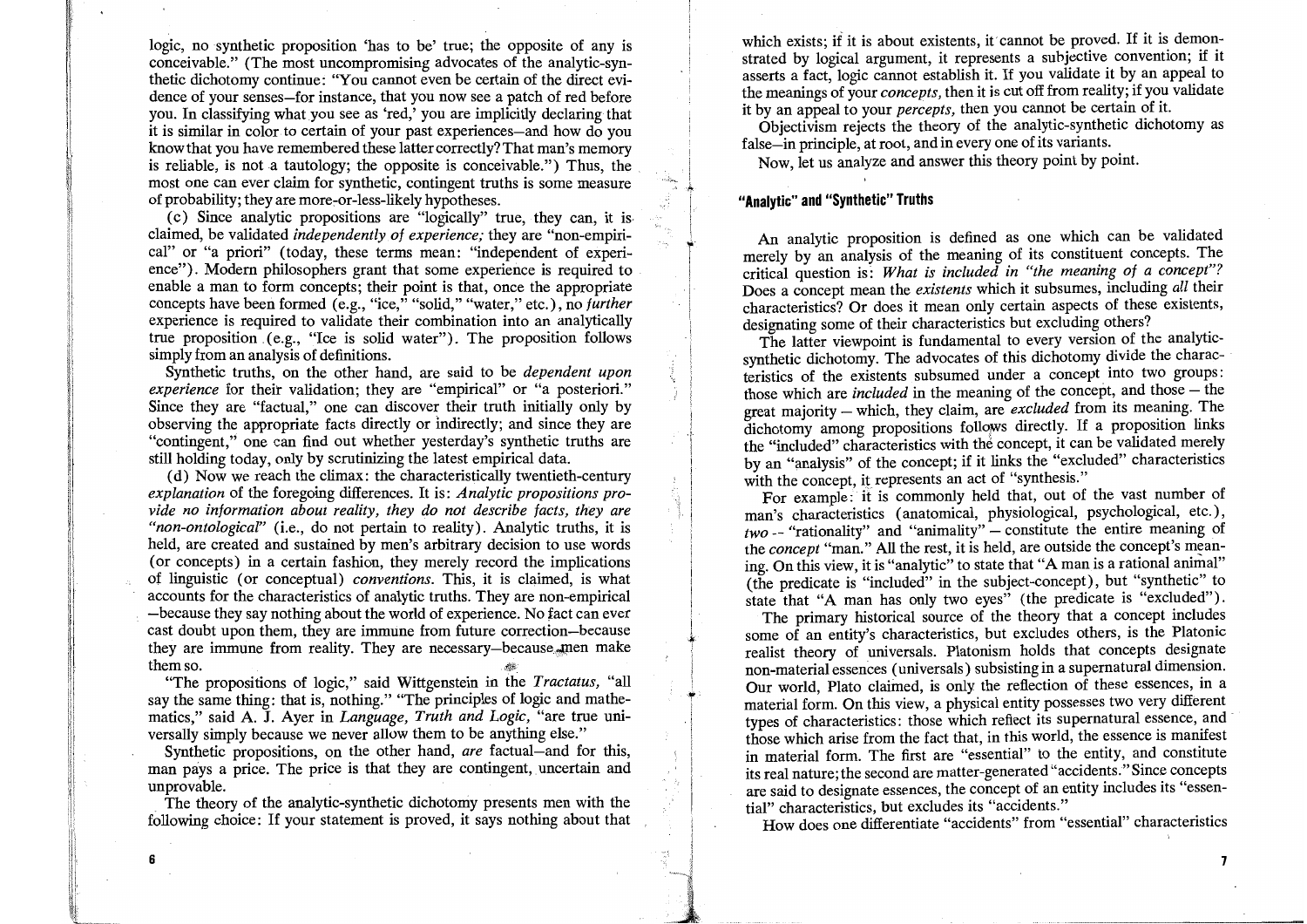logic, no synthetic proposition 'has to be' true; the opposite of any is conceivable." (The most uncompromising advocates of the analytic-synthetic dichotomy continue: "You cannot even be certain of the direct evidence of your senses—for instance, that you now see a patch of red before you. In classifying what you see as 'red,' you are implicitly declaring that it is similar in color to certain of your past experiences—and how do you know that you have remembered these latter correctly? That man's memory is reliable, is not a tautology; the opposite is conceivable.") Thus, the most one can ever claim for synthetic, contingent truths is some measure of probability; they are more-or-less-likely hypotheses.

(c) Since analytic propositions are "logically" true, they can, it is claimed, be validated *independently of experience;* they are "non-empirical" or "a priori" (today, these terms mean: "independent of experience"). Modern philosophers grant that some experience is required to enable a man to form concepts; their point is that, once the appropriate concepts have been formed (e.g., "ice," "solid," "water," etc.), no *further* experience is required to validate their combination into an analytically true proposition (e.g., "Ice is solid water"). The proposition follows simply from an analysis of definitions.

Synthetic truths, on the other hand, are said to be *dependent upon experience* for their validation; they are "empirical" or "a posteriori." Since they are "factual," one can discover their truth initially only by observing the appropriate facts directly or indirectly; and since they are "contingent," one can find out whether yesterday's synthetic truths are still holding today, only by scrutinizing the latest empirical data.

(d) Now we reach the climax: the characteristically twentieth-century *explanation* of the foregoing differences. It is: *Analytic propositions provide no information about reality, they do not describe facts, they are "non-ontological"* (i.e., do not pertain to reality). Analytic truths, it is held, are created and sustained by men's arbitrary decision to use words (or concepts) in a certain fashion, they merely record the implications of linguistic (or conceptual) *conventions.* This, it is claimed, is what accounts for the characteristics of analytic truths. They are non-empirical —because they say nothing about the world of experience. No fact can ever cast doubt upon them, they are immune from future correction—because they are immune from reality. They are necessary—because men make them so.

"The propositions of logic," said Wittgenstein in the *Tractatus,* "all say the same thing: that is, nothing." "The principles of logic and mathematics," said A. J. Ayer in *Language, Truth and Logic,* "are true universally simply because we never allow them to be anything else."

Synthetic propositions, on the other hand, *are* factual—and for this, man pays a price. The price is that they are contingent, uncertain and unprovable.

The theory of the analytic-synthetic dichotomy presents men with the following choice: If your statement is proved, it says nothing about that which exists; if it is about existents, it cannot be proved. If it is demonstrated by logical argument, it represents a subjective convention; if it asserts a fact, logic cannot establish it. If you validate it by an appeal to the meanings of your *concepts,* then it is cut off from reality; if you validate it by an appeal to your *percepts,* then you cannot be certain of it.

Objectivism rejects the theory of the analytic-synthetic dichotomy as false—in principle, at root, and in every one of its variants.

Now, let us analyze and answer this theory point by point.

## "Analytic" and "Synthetic" Truths

An analytic proposition is defined as one which can be validated merely by an analysis of the meaning of its constituent concepts. The critical question is: *What is included in "the meaning of a concept"?* Does a concept mean the *existents* which it subsumes, including *all* their characteristics? Or does it mean only certain aspects of these existents, designating some of their characteristics but excluding others?

The latter viewpoint is fundamental to every version of the analytic-synthetic dichotomy. The advocates of this dichotomy divide the characteristics of the existents subsumed under a concept into two groups: those which are *included* in the meaning of the concept, and those — the great majority — which, they claim, are *excluded* from its meaning. The dichotomy among propositions follows directly. If a proposition links the "included" characteristics with the concept, it can be validated merely by an "analysis" of the concept; if it links the "excluded" characteristics with the concept, it represents an act of "synthesis."

For example: it is commonly held that, out of the vast number of man's characteristics (anatomical, physiological, psychological, etc.), *two* -- "rationality" and "animality" — constitute the entire meaning of the *concept* "man." All the rest, it is held, are outside the concept's meaning. On this view, it is "analytic" to state that "A man is a rational animal" (the predicate is "included" in the subject-concept), but "synthetic" to state that "A man has only two eyes" (the predicate is "excluded").

The primary historical source of the theory that a concept includes some of an entity's characteristics, but excludes others, is the Platonic realist theory of universals. Platonism holds that concepts designate non-material essences (universals) subsisting in a supernatural dimension. Our world, Plato claimed, is only the reflection of these essences, in a material form. On this view, a physical entity possesses two very different types of characteristics: those which reflect its supernatural essence, and those which arise from the fact that, in this world, the essence is manifest in material form. The first are "essential" to the entity, and constitute its real nature; the second are matter-generated "accidents." Since concepts are said to designate essences, the concept of an entity includes its "essential" characteristics, but excludes its "accidents."

How does one differentiate "accidents" from "essential" characteristics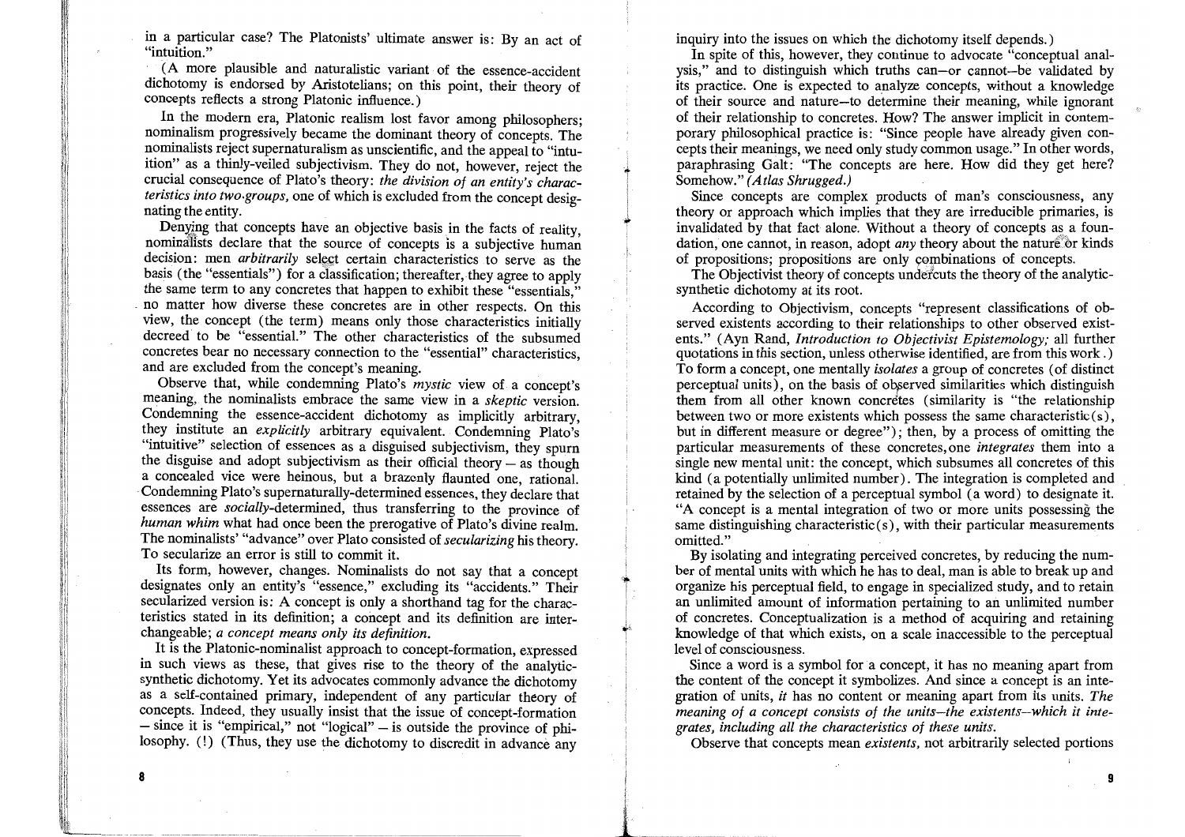in a particular case? The Platonists' ultimate answer is: By an act of "intuition."

(A more plausible and naturalistic variant of the essence-accident dichotomy is endorsed by Aristotelians; on this point, their theory of concepts reflects a strong Platonic influence.)

In the modern era, Platonic realism lost favor among philosophers; nominalism progressively became the dominant theory of concepts. The nominalists reject supernaturalism as unscientific, and the appeal to "intuition" as a thinly-veiled subjectivism. They do not, however, reject the crucial consequence of Plato's theory: *the division of an entity's characteristics into two groups,* one of which is excluded from the concept designating the entity.

Denying that concepts have an objective basis in the facts of reality, nominalists declare that the source of concepts is a subjective human decision: men *arbitrarily* select certain characteristics to serve as the basis (the "essentials") for a classification; thereafter, they agree to apply the same term to any concretes that happen to exhibit these "essentials," no matter how diverse these concretes are in other respects. On this view, the concept (the term) means only those characteristics initially decreed to be "essential." The other characteristics of the subsumed concretes bear no necessary connection to the "essential" characteristics, and are excluded from the concept's meaning.

Observe that, while condemning Plato's *mystic* view of a concept's meaning, the nominalists embrace the same view in a *skeptic* version. Condemning the essence-accident dichotomy as implicitly arbitrary, they institute an *explicitly* arbitrary equivalent. Condemning Plato's "intuitive" selection of essences as a disguised subjectivism, they spurn the disguise and adopt subjectivism as their official theory — as though a concealed vice were heinous, but a brazenly flaunted one, rational. Condemning Plato's supernaturally-determined essences, they declare that essences are *socially*-determined, thus transferring to the province of *human whim* what had once been the prerogative of Plato's divine realm. The nominalists' "advance" over Plato consisted of *secularizing* his theory. To secularize an error is still to commit it.

Its form, however, changes. Nominalists do not say that a concept designates only an entity's "essence," excluding its "accidents." Their secularized version is: A concept is only a shorthand tag for the characteristics stated in its definition; a concept and its definition are interchangeable; *a concept means only its definition.*

It is the Platonic-nominalist approach to concept-formation, expressed in such views as these, that gives rise to the theory of the analytic-synthetic dichotomy. Yet its advocates commonly advance the dichotomy as a self-contained primary, independent of any particular theory of concepts. Indeed, they usually insist that the issue of concept-formation — since it is "empirical," not "logical" — is outside the province of philosophy. (!) (Thus, they use the dichotomy to discredit in advance any inquiry into the issues on which the dichotomy itself depends.)

In spite of this, however, they continue to advocate "conceptual analysis," and to distinguish which truths can—or cannot—be validated by its practice. One is expected to analyze concepts, without a knowledge of their source and nature—to determine their meaning, while ignorant of their relationship to concretes. How? The answer implicit in contemporary philosophical practice is: "Since people have already given concepts their meanings, we need only study common usage." In other words, paraphrasing Galt: "The concepts are here. How did they get here? Somehow." *(Atlas Shrugged.)*

Since concepts are complex products of man's consciousness, any theory or approach which implies that they are irreducible primaries, is invalidated by that fact alone. Without a theory of concepts as a foundation, one cannot, in reason, adopt *any* theory about the nature or kinds of propositions; propositions are only combinations of concepts.

The Objectivist theory of concepts undercuts the theory of the analytic-synthetic dichotomy at its root.

According to Objectivism, concepts "represent classifications of observed existents according to their relationships to other observed existents." (Ayn Rand, *Introduction to Objectivist Epistemology;* all further quotations in this section, unless otherwise identified, are from this work.) To form a concept, one mentally *isolates* a group of concretes (of distinct perceptual units), on the basis of observed similarities which distinguish them from all other known concretes (similarity is "the relationship between two or more existents which possess the same characteristic(s), but in different measure or degree"); then, by a process of omitting the particular measurements of these concretes, one *integrates* them into a single new mental unit: the concept, which subsumes all concretes of this kind (a potentially unlimited number). The integration is completed and retained by the selection of a perceptual symbol (a word) to designate it. "A concept is a mental integration of two or more units possessing the same distinguishing characteristic(s), with their particular measurements omitted."

By isolating and integrating perceived concretes, by reducing the number of mental units with which he has to deal, man is able to break up and organize his perceptual field, to engage in specialized study, and to retain an unlimited amount of information pertaining to an unlimited number of concretes. Conceptualization is a method of acquiring and retaining knowledge of that which exists, on a scale inaccessible to the perceptual level of consciousness.

Since a word is a symbol for a concept, it has no meaning apart from the content of the concept it symbolizes. And since a concept is an integration of units, *it* has no content or meaning apart from its units. *The meaning of a concept consists of the units—the existents—which it integrates, including all the characteristics of these units.*

Observe that concepts mean *existents,* not arbitrarily selected portions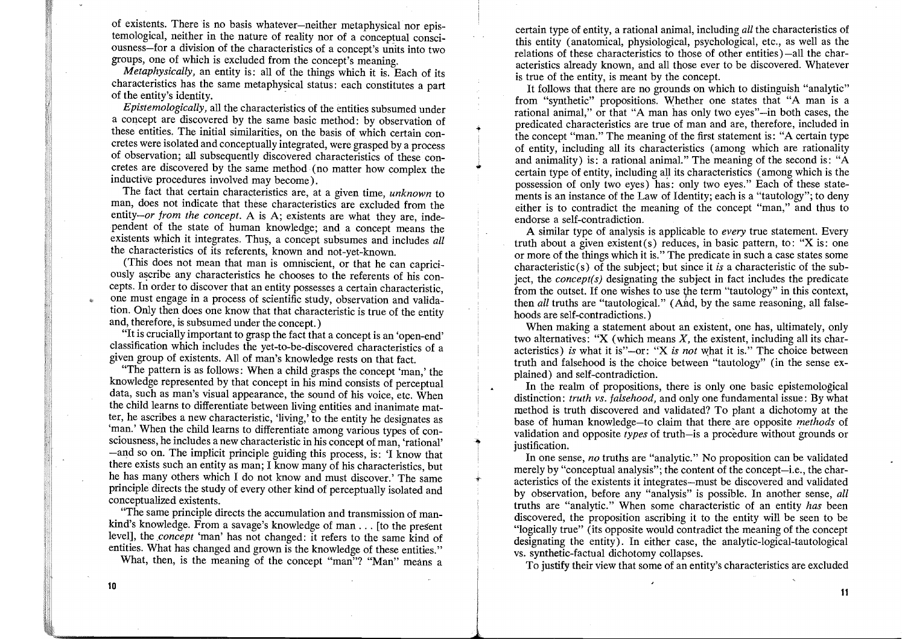of existents. There is no basis whatever—neither metaphysical nor epistemological, neither in the nature of reality nor of a conceptual consciousness—for a division of the characteristics of a concept's units into two groups, one of which is excluded from the concept's meaning.

*Metaphysically,* an entity is: all of the things which it is. Each of its characteristics has the same metaphysical status: each constitutes a part of the entity's identity.

*Epistemologically,* all the characteristics of the entities subsumed under a concept are discovered by the same basic method: by observation of these entities. The initial similarities, on the basis of which certain concretes were isolated and conceptually integrated, were grasped by a process of observation; all subsequently discovered characteristics of these concretes are discovered by the same method (no matter how complex the inductive procedures involved may become).

The fact that certain characteristics are, at a given time, *unknown* to man, does not indicate that these characteristics are excluded from the entity—*or from the concept.* A is A; existents are what they are, independent of the state of human knowledge; and a concept means the existents which it integrates. Thus, a concept subsumes and includes *all* the characteristics of its referents, known and not-yet-known.

(This does not mean that man is omniscient, or that he can capriciously ascribe any characteristics he chooses to the referents of his concepts. In order to discover that an entity possesses a certain characteristic, one must engage in a process of scientific study, observation and validation. Only then does one know that that characteristic is true of the entity and, therefore, is subsumed under the concept.)

"It is crucially important to grasp the fact that a concept is an 'open-end' classification which includes the yet-to-be-discovered characteristics of a given group of existents. All of man's knowledge rests on that fact.

"The pattern is as follows: When a child grasps the concept 'man,' the knowledge represented by that concept in his mind consists of perceptual data, such as man's visual appearance, the sound of his voice, etc. When the child learns to differentiate between living entities and inanimate matter, he ascribes a new characteristic, 'living,' to the entity he designates as 'man.' When the child learns to differentiate among various types of consciousness, he includes a new characteristic in his concept of man, 'rational' —and so on. The implicit principle guiding this process, is: 'I know that there exists such an entity as man; I know many of his characteristics, but he has many others which I do not know and must discover.' The same principle directs the study of every other kind of perceptually isolated and conceptualized existents.

"The same principle directs the accumulation and transmission of mankind's knowledge. From a savage's knowledge of man . . . [to the present level], the *concept* 'man' has not changed: it refers to the same kind of entities. What has changed and grown is the knowledge of these entities."

What, then, is the meaning of the concept "man"? "Man" means a certain type of entity, a rational animal, including *all* the characteristics of this entity (anatomical, physiological, psychological, etc., as well as the relations of these characteristics to those of other entities)—all the characteristics already known, and all those ever to be discovered. Whatever is true of the entity, is meant by the concept.

It follows that there are no grounds on which to distinguish "analytic" from "synthetic" propositions. Whether one states that "A man is a rational animal," or that "A man has only two eyes"—in both cases, the predicated characteristics are true of man and are, therefore, included in the concept "man." The meaning of the first statement is: "A certain type of entity, including all its characteristics (among which are rationality and animality) is: a rational animal." The meaning of the second is: "A certain type of entity, including all its characteristics (among which is the possession of only two eyes) has: only two eyes." Each of these statements is an instance of the Law of Identity; each is a "tautology"; to deny either is to contradict the meaning of the concept "man," and thus to endorse a self-contradiction.

A similar type of analysis is applicable to *every* true statement. Every truth about a given existent(s) reduces, in basic pattern, to: "X is: one or more of the things which it is." The predicate in such a case states some characteristic(s) of the subject; but since it *is* a characteristic of the subject, the *concept(s)* designating the subject in fact includes the predicate from the outset. If one wishes to use the term "tautology" in this context, then *all* truths are "tautological." (And, by the same reasoning, all falsehoods are self-contradictions.)

When making a statement about an existent, one has, ultimately, only two alternatives: "X (which means *X,* the existent, including all its characteristics) *is* what it is"—or: "X *is not* what it is." The choice between truth and falsehood is the choice between "tautology" (in the sense explained) and self-contradiction.

In the realm of propositions, there is only one basic epistemological distinction: *truth vs. falsehood,* and only one fundamental issue: By what method is truth discovered and validated? To plant a dichotomy at the base of human knowledge—to claim that there are opposite *methods* of validation and opposite *types* of truth—is a procedure without grounds or justification.

In one sense, *no* truths are "analytic." No proposition can be validated merely by "conceptual analysis"; the content of the concept—i.e., the characteristics of the existents it integrates—must be discovered and validated by observation, before any "analysis" is possible. In another sense, *all* truths are "analytic." When some characteristic of an entity *has* been discovered, the proposition ascribing it to the entity will be seen to be "logically true" (its opposite would contradict the meaning of the concept designating the entity). In either case, the analytic-logical-tautological vs. synthetic-factual dichotomy collapses.

To justify their view that some of an entity's characteristics are excluded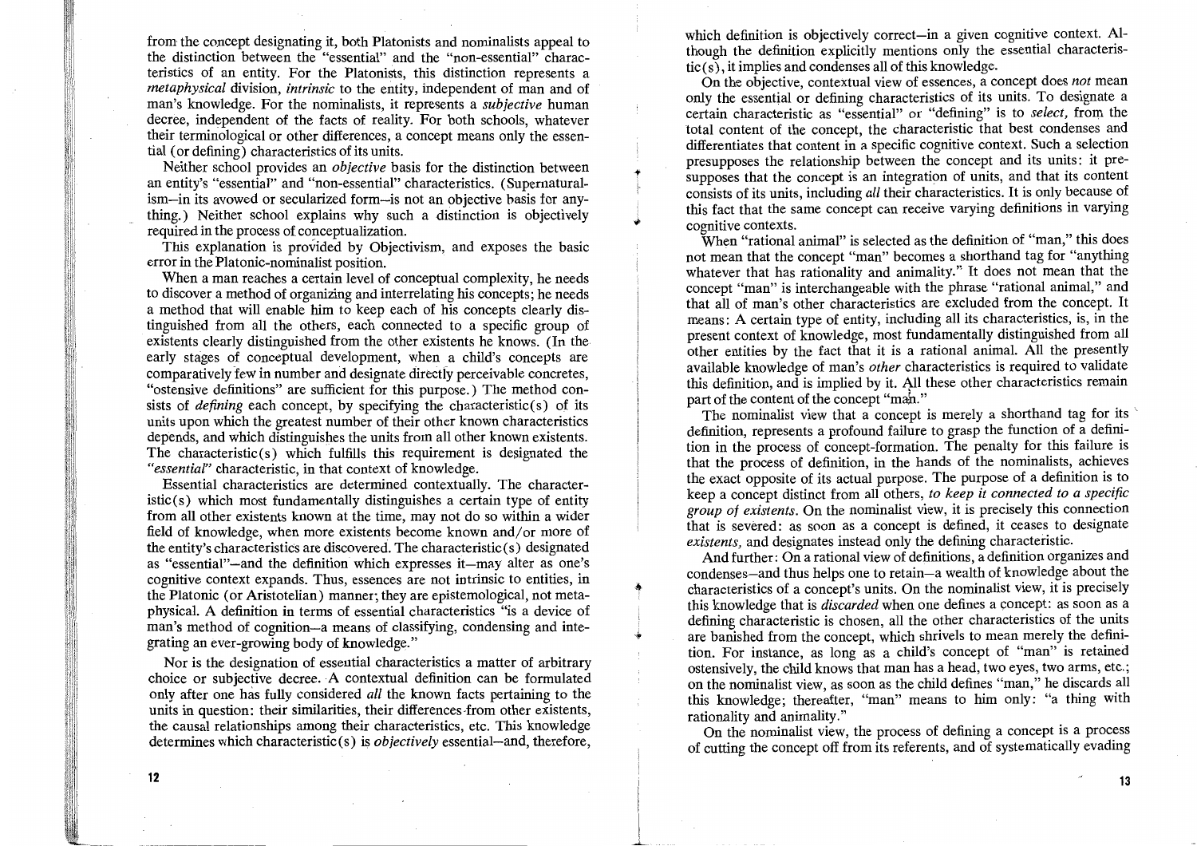from the concept designating it, both Platonists and nominalists appeal to the distinction between the "essential" and the "non-essential" characteristics of an entity. For the Platonists, this distinction represents a *metaphysical* division, *intrinsic* to the entity, independent of man and of man's knowledge. For the nominalists, it represents a *subjective* human decree, independent of the facts of reality. For both schools, whatever their terminological or other differences, a concept means only the essential (or defining) characteristics of its units.

Neither school provides an *objective* basis for the distinction between an entity's "essential" and "non-essential" characteristics. (Supernaturalism—in its avowed or secularized form—is not an objective basis for anything.) Neither school explains why such a distinction is objectively required in the process of conceptualization.

This explanation is provided by Objectivism, and exposes the basic error in the Platonic-nominalist position.

When a man reaches a certain level of conceptual complexity, he needs to discover a method of organizing and interrelating his concepts; he needs a method that will enable him to keep each of his concepts clearly distinguished from all the others, each connected to a specific group of existents clearly distinguished from the other existents he knows. (In the early stages of conceptual development, when a child's concepts are comparatively few in number and designate directly perceivable concretes, "ostensive definitions" are sufficient for this purpose.) The method consists of *defining* each concept, by specifying the characteristic(s) of its units upon which the greatest number of their other known characteristics depends, and which distinguishes the units from all other known existents. The characteristic(s) which fulfills this requirement is designated the *"essential"* characteristic, in that context of knowledge.

Essential characteristics are determined contextually. The characteristic(s) which most fundamentally distinguishes a certain type of entity from all other existents known at the time, may not do so within a wider field of knowledge, when more existents become known and/or more of the entity's characteristics are discovered. The characteristic(s) designated as "essential"—and the definition which expresses it—may alter as one's cognitive context expands. Thus, essences are not intrinsic to entities, in the Platonic (or Aristotelian) manner; they are epistemological, not metaphysical. A definition in terms of essential characteristics "is a device of man's method of cognition—a means of classifying, condensing and integrating an ever-growing body of knowledge."

Nor is the designation of essential characteristics a matter of arbitrary choice or subjective decree. A contextual definition can be formulated only after one has fully considered *all* the known facts pertaining to the units in question: their similarities, their differences from other existents, the causal relationships among their characteristics, etc. This knowledge determines which characteristic(s) is *objectively* essential—and, therefore, which definition is objectively correct—in a given cognitive context. Although the definition explicitly mentions only the essential characteristic(s), it implies and condenses all of this knowledge.

On the objective, contextual view of essences, a concept does *not* mean only the essential or defining characteristics of its units. To designate a certain characteristic as "essential" or "defining" is to *select*, from the total content of the concept, the characteristic that best condenses and differentiates that content in a specific cognitive context. Such a selection presupposes the relationship between the concept and its units: it presupposes that the concept is an integration of units, and that its content consists of its units, including *all* their characteristics. It is only because of this fact that the same concept can receive varying definitions in varying cognitive contexts.

When "rational animal" is selected as the definition of "man," this does not mean that the concept "man" becomes a shorthand tag for "anything whatever that has rationality and animality." It does not mean that the concept "man" is interchangeable with the phrase "rational animal," and that all of man's other characteristics are excluded from the concept. It means: A certain type of entity, including all its characteristics, is, in the present context of knowledge, most fundamentally distinguished from all other entities by the fact that it is a rational animal. All the presently available knowledge of man's *other* characteristics is required to validate this definition, and is implied by it. All these other characteristics remain part of the content of the concept "man."

The nominalist view that a concept is merely a shorthand tag for its definition, represents a profound failure to grasp the function of a definition in the process of concept-formation. The penalty for this failure is that the process of definition, in the hands of the nominalists, achieves the exact opposite of its actual purpose. The purpose of a definition is to keep a concept distinct from all others, *to keep it connected to a specific group of existents*. On the nominalist view, it is precisely this connection that is severed: as soon as a concept is defined, it ceases to designate *existents*, and designates instead only the defining characteristic.

And further: On a rational view of definitions, a definition organizes and condenses—and thus helps one to retain—a wealth of knowledge about the characteristics of a concept's units. On the nominalist view, it is precisely this knowledge that is *discarded* when one defines a concept: as soon as a defining characteristic is chosen, all the other characteristics of the units are banished from the concept, which shrivels to mean merely the definition. For instance, as long as a child's concept of "man" is retained ostensively, the child knows that man has a head, two eyes, two arms, etc.; on the nominalist view, as soon as the child defines "man," he discards all this knowledge; thereafter, "man" means to him only: "a thing with rationality and animality."

On the nominalist view, the process of defining a concept is a process of cutting the concept off from its referents, and of systematically evading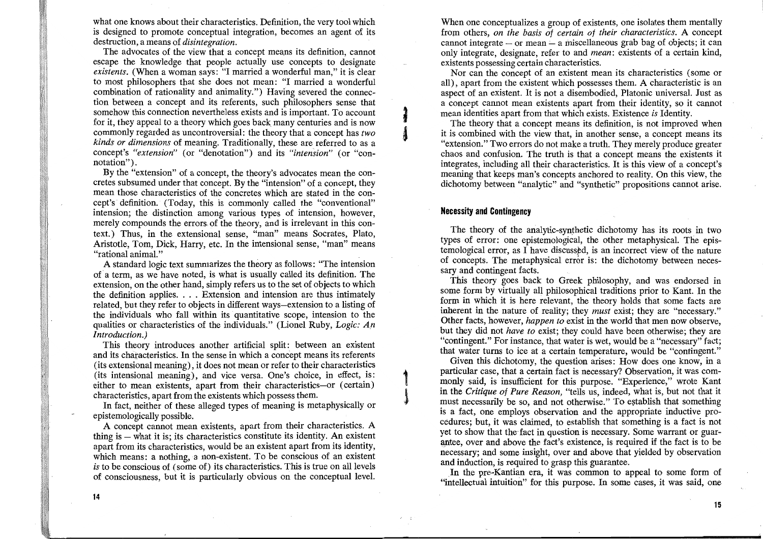what one knows about their characteristics. Definition, the very tool which is designed to promote conceptual integration, becomes an agent of its destruction, a means of *disintegration*.

The advocates of the view that a concept means its definition, cannot escape the knowledge that people actually use concepts to designate *existents*. (When a woman says: "I married a wonderful man," it is clear to most philosophers that she does not mean: "I married a wonderful combination of rationality and animality.") Having severed the connection between a concept and its referents, such philosophers sense that somehow this connection nevertheless exists and is important. To account for it, they appeal to a theory which goes back many centuries and is now commonly regarded as uncontroversial: the theory that a concept has *two kinds or dimensions* of meaning. Traditionally, these are referred to as a concept's *"extension"* (or "denotation") and its *"intension"* (or "connotation").

By the "extension" of a concept, the theory's advocates mean the concretes subsumed under that concept. By the "intension" of a concept, they mean those characteristics of the concretes which are stated in the concept's definition. (Today, this is commonly called the "conventional" intension; the distinction among various types of intension, however, merely compounds the errors of the theory, and is irrelevant in this context.) Thus, in the extensional sense, "man" means Socrates, Plato, Aristotle, Tom, Dick, Harry, etc. In the intensional sense, "man" means "rational animal."

A standard logic text summarizes the theory as follows: "The intension of a term, as we have noted, is what is usually called its definition. The extension, on the other hand, simply refers us to the set of objects to which the definition applies. . . . Extension and intension are thus intimately related, but they refer to objects in different ways—extension to a listing of the individuals who fall within its quantitative scope, intension to the qualities or characteristics of the individuals." (Lionel Ruby, *Logic: An Introduction.*)

This theory introduces another artificial split: between an existent and its characteristics. In the sense in which a concept means its referents (its extensional meaning), it does not mean or refer to their characteristics (its intensional meaning), and vice versa. One's choice, in effect, is: either to mean existents, apart from their characteristics—or (certain) characteristics, apart from the existents which possess them.

In fact, neither of these alleged types of meaning is metaphysically or epistemologically possible.

A concept cannot mean existents, apart from their characteristics. A thing is — what it is; its characteristics constitute its identity. An existent apart from its characteristics, would be an existent apart from its identity, which means: a nothing, a non-existent. To be conscious of an existent *is* to be conscious of (some of) its characteristics. This is true on all levels of consciousness, but it is particularly obvious on the conceptual level. When one conceptualizes a group of existents, one isolates them mentally from others, *on the basis of certain of their characteristics*. A concept cannot integrate — or mean — a miscellaneous grab bag of objects; it can only integrate, designate, refer to and *mean*: existents of a certain kind, existents possessing certain characteristics.

Nor can the concept of an existent mean its characteristics (some or all), apart from the existent which possesses them. A characteristic is an aspect of an existent. It is not a disembodied, Platonic universal. Just as a concept cannot mean existents apart from their identity, so it cannot mean identities apart from that which exists. Existence *is* Identity.

The theory that a concept means its definition, is not improved when it is combined with the view that, in another sense, a concept means its "extension." Two errors do not make a truth. They merely produce greater chaos and confusion. The truth is that a concept means the existents it integrates, including all their characteristics. It is this view of a concept's meaning that keeps man's concepts anchored to reality. On this view, the dichotomy between "analytic" and "synthetic" propositions cannot arise.

## Necessity and Contingency

The theory of the analytic-synthetic dichotomy has its roots in two types of error: one epistemological, the other metaphysical. The epistemological error, as I have discussed, is an incorrect view of the nature of concepts. The metaphysical error is: the dichotomy between necessary and contingent facts.

This theory goes back to Greek philosophy, and was endorsed in some form by virtually all philosophical traditions prior to Kant. In the form in which it is here relevant, the theory holds that some facts are inherent in the nature of reality; they *must* exist; they are "necessary." Other facts, however, *happen to* exist in the world that men now observe, but they did not *have to* exist; they could have been otherwise; they are "contingent." For instance, that water is wet, would be a "necessary" fact; that water turns to ice at a certain temperature, would be "contingent."

Given this dichotomy, the question arises: How does one know, in a particular case, that a certain fact is necessary? Observation, it was commonly said, is insufficient for this purpose. "Experience," wrote Kant in the *Critique of Pure Reason,* "tells us, indeed, what is, but not that it must necessarily be so, and not otherwise." To establish that something is a fact, one employs observation and the appropriate inductive procedures; but, it was claimed, to establish that something is a fact is not yet to show that the fact in question is necessary. Some warrant or guarantee, over and above the fact's existence, is required if the fact is to be necessary; and some insight, over and above that yielded by observation and induction, is required to grasp this guarantee.

In the pre-Kantian era, it was common to appeal to some form of "intellectual intuition" for this purpose. In some cases, it was said, one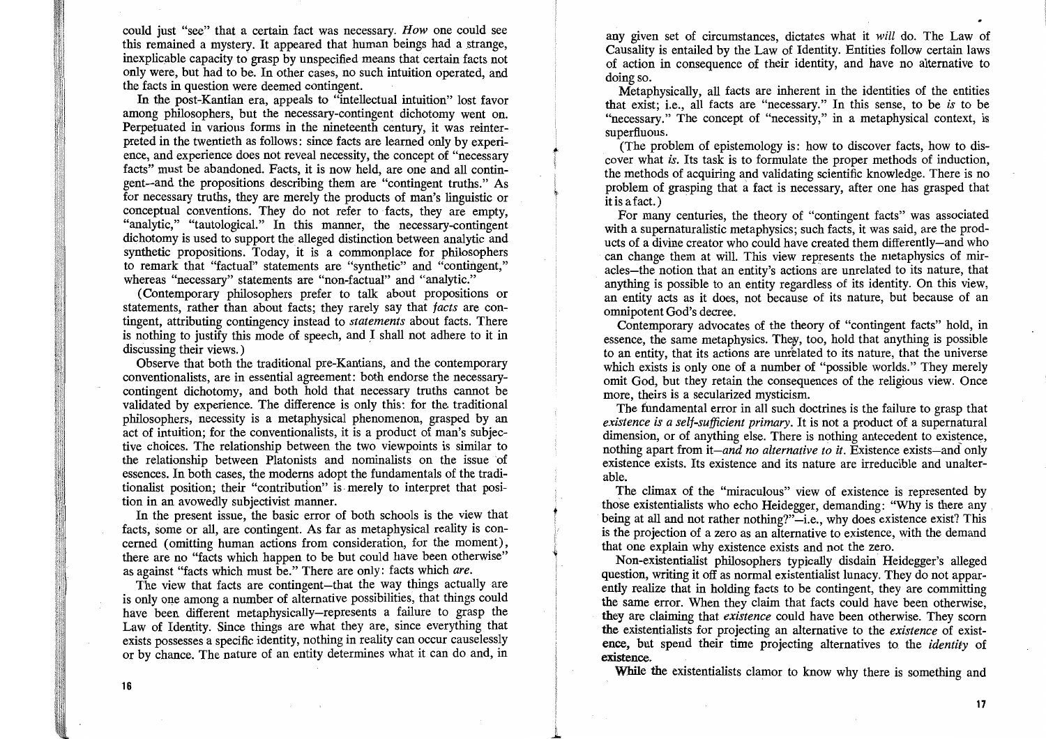could just "see" that a certain fact was necessary. *How* one could see this remained a mystery. It appeared that human beings had a strange, inexplicable capacity to grasp by unspecified means that certain facts not only were, but had to be. In other cases, no such intuition operated, and the facts in question were deemed contingent.

In the post-Kantian era, appeals to "intellectual intuition" lost favor among philosophers, but the necessary-contingent dichotomy went on. Perpetuated in various forms in the nineteenth century, it was reinterpreted in the twentieth as follows: since facts are learned only by experience, and experience does not reveal necessity, the concept of "necessary facts" must be abandoned. Facts, it is now held, are one and all contingent—and the propositions describing them are "contingent truths." As for necessary truths, they are merely the products of man's linguistic or conceptual conventions. They do not refer to facts, they are empty, "analytic," "tautological." In this manner, the necessary-contingent dichotomy is used to support the alleged distinction between analytic and synthetic propositions. Today, it is a commonplace for philosophers to remark that "factual" statements are "synthetic" and "contingent," whereas "necessary" statements are "non-factual" and "analytic."

(Contemporary philosophers prefer to talk about propositions or statements, rather than about facts; they rarely say that *facts* are contingent, attributing contingency instead to *statements* about facts. There is nothing to justify this mode of speech, and I shall not adhere to it in discussing their views.)

Observe that both the traditional pre-Kantians, and the contemporary conventionalists, are in essential agreement: both endorse the necessary-contingent dichotomy, and both hold that necessary truths cannot be validated by experience. The difference is only this: for the traditional philosophers, necessity is a metaphysical phenomenon, grasped by an act of intuition; for the conventionalists, it is a product of man's subjective choices. The relationship between the two viewpoints is similar to the relationship between Platonists and nominalists on the issue of essences. In both cases, the moderns adopt the fundamentals of the traditionalist position; their "contribution" is merely to interpret that position in an avowedly subjectivist manner.

In the present issue, the basic error of both schools is the view that facts, some or all, are contingent. As far as metaphysical reality is concerned (omitting human actions from consideration, for the moment), there are no "facts which happen to be but could have been otherwise" as against "facts which must be." There are only: facts which *are*.

The view that facts are contingent—that the way things actually are is only one among a number of alternative possibilities, that things could have been different metaphysically—represents a failure to grasp the Law of Identity. Since things are what they are, since everything that exists possesses a specific identity, nothing in reality can occur causelessly or by chance. The nature of an entity determines what it can do and, in any given set of circumstances, dictates what it *will* do. The Law of Causality is entailed by the Law of Identity. Entities follow certain laws of action in consequence of their identity, and have no alternative to doing so.

Metaphysically, all facts are inherent in the identities of the entities that exist; i.e., all facts are "necessary." In this sense, to be *is* to be "necessary." The concept of "necessity," in a metaphysical context, is superfluous.

(The problem of epistemology is: how to discover facts, how to discover what *is*. Its task is to formulate the proper methods of induction, the methods of acquiring and validating scientific knowledge. There is no problem of grasping that a fact is necessary, after one has grasped that it is a fact.)

For many centuries, the theory of "contingent facts" was associated with a supernaturalistic metaphysics; such facts, it was said, are the products of a divine creator who could have created them differently—and who can change them at will. This view represents the metaphysics of miracles—the notion that an entity's actions are unrelated to its nature, that anything is possible to an entity regardless of its identity. On this view, an entity acts as it does, not because of its nature, but because of an omnipotent God's decree.

Contemporary advocates of the theory of "contingent facts" hold, in essence, the same metaphysics. They, too, hold that anything is possible to an entity, that its actions are unrelated to its nature, that the universe which exists is only one of a number of "possible worlds." They merely omit God, but they retain the consequences of the religious view. Once more, theirs is a secularized mysticism.

The fundamental error in all such doctrines is the failure to grasp that *existence is a self-sufficient primary*. It is not a product of a supernatural dimension, or of anything else. There is nothing antecedent to existence, nothing apart from it—*and no alternative to it*. Existence exists—and only existence exists. Its existence and its nature are irreducible and unalterable.

The climax of the "miraculous" view of existence is represented by those existentialists who echo Heidegger, demanding: "Why is there any being at all and not rather nothing?"—i.e., why does existence exist? This is the projection of a zero as an alternative to existence, with the demand that one explain why existence exists and not the zero.

Non-existentialist philosophers typically disdain Heidegger's alleged question, writing it off as normal existentialist lunacy. They do not apparently realize that in holding facts to be contingent, they are committing the same error. When they claim that facts could have been otherwise, they are claiming that *existence* could have been otherwise. They scorn the existentialists for projecting an alternative to the *existence* of existence, but spend their time projecting alternatives to the *identity* of existence.

While the existentialists clamor to know why there is something and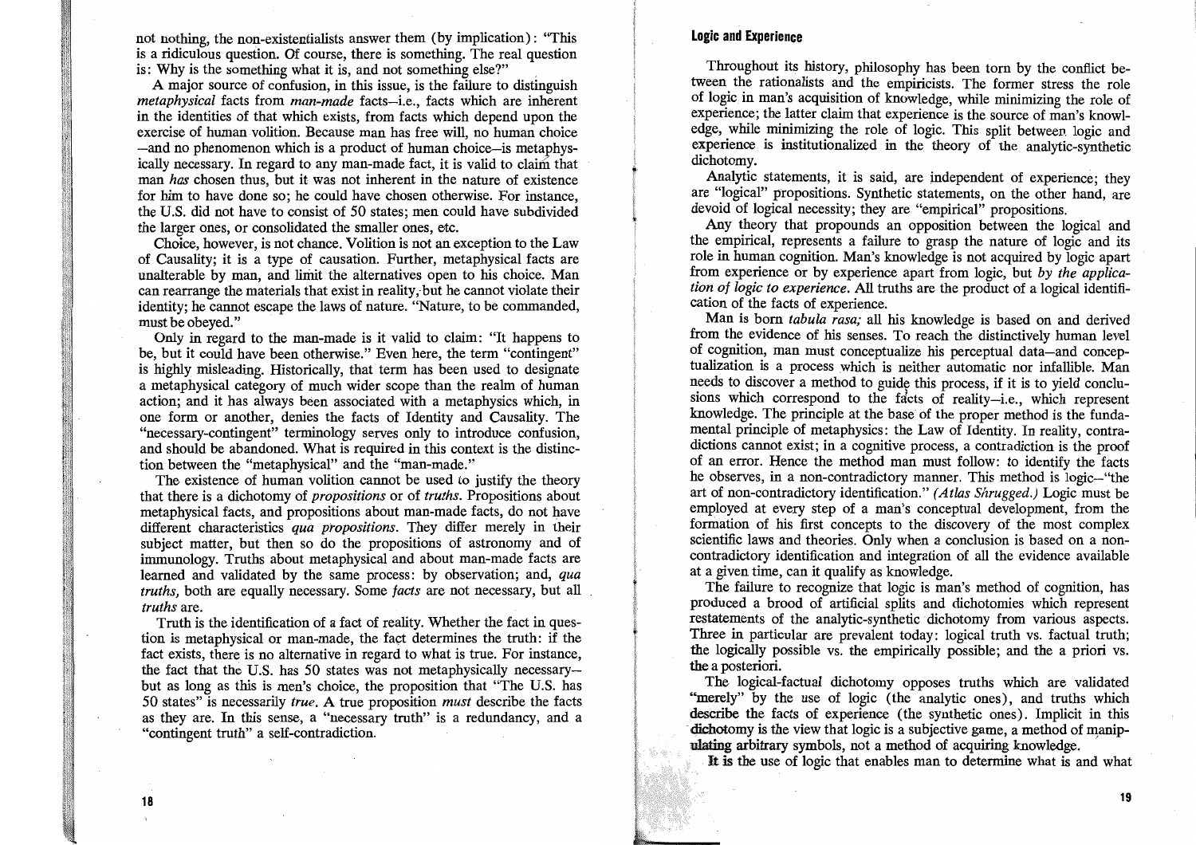not nothing, the non-existentialists answer them (by implication): "This is a ridiculous question. Of course, there is something. The real question is: Why is the something what it is, and not something else?"

A major source of confusion, in this issue, is the failure to distinguish *metaphysical* facts from *man-made* facts—i.e., facts which are inherent in the identities of that which exists, from facts which depend upon the exercise of human volition. Because man has free will, no human choice —and no phenomenon which is a product of human choice—is metaphysically necessary. In regard to any man-made fact, it is valid to claim that man *has* chosen thus, but it was not inherent in the nature of existence for him to have done so; he could have chosen otherwise. For instance, the U.S. did not have to consist of 50 states; men could have subdivided the larger ones, or consolidated the smaller ones, etc.

Choice, however, is not chance. Volition is not an exception to the Law of Causality; it is a type of causation. Further, metaphysical facts are unalterable by man, and limit the alternatives open to his choice. Man can rearrange the materials that exist in reality, but he cannot violate their identity; he cannot escape the laws of nature. "Nature, to be commanded, must be obeyed."

Only in regard to the man-made is it valid to claim: "It happens to be, but it could have been otherwise." Even here, the term "contingent" is highly misleading. Historically, that term has been used to designate a metaphysical category of much wider scope than the realm of human action; and it has always been associated with a metaphysics which, in one form or another, denies the facts of Identity and Causality. The "necessary-contingent" terminology serves only to introduce confusion, and should be abandoned. What is required in this context is the distinction between the "metaphysical" and the "man-made."

The existence of human volition cannot be used to justify the theory that there is a dichotomy of *propositions* or of *truths*. Propositions about metaphysical facts, and propositions about man-made facts, do not have different characteristics *qua propositions*. They differ merely in their subject matter, but then so do the propositions of astronomy and of immunology. Truths about metaphysical and about man-made facts are learned and validated by the same process: by observation; and, *qua truths*, both are equally necessary. Some *facts* are not necessary, but all *truths* are.

Truth is the identification of a fact of reality. Whether the fact in question is metaphysical or man-made, the fact determines the truth: if the fact exists, there is no alternative in regard to what is true. For instance, the fact that the U.S. has 50 states was not metaphysically necessary—but as long as this is men's choice, the proposition that "The U.S. has 50 states" is necessarily *true*. A true proposition *must* describe the facts as they are. In this sense, a "necessary truth" is a redundancy, and a "contingent truth" a self-contradiction.

## Logic and Experience

Throughout its history, philosophy has been torn by the conflict between the rationalists and the empiricists. The former stress the role of logic in man's acquisition of knowledge, while minimizing the role of experience; the latter claim that experience is the source of man's knowledge, while minimizing the role of logic. This split between logic and experience is institutionalized in the theory of the analytic-synthetic dichotomy.

Analytic statements, it is said, are independent of experience; they are "logical" propositions. Synthetic statements, on the other hand, are devoid of logical necessity; they are "empirical" propositions.

Any theory that propounds an opposition between the logical and the empirical, represents a failure to grasp the nature of logic and its role in human cognition. Man's knowledge is not acquired by logic apart from experience or by experience apart from logic, but *by the application of logic to experience.* All truths are the product of a logical identification of the facts of experience.

Man is born *tabula rasa;* all his knowledge is based on and derived from the evidence of his senses. To reach the distinctively human level of cognition, man must conceptualize his perceptual data—and conceptualization is a process which is neither automatic nor infallible. Man needs to discover a method to guide this process, if it is to yield conclusions which correspond to the facts of reality—i.e., which represent knowledge. The principle at the base of the proper method is the fundamental principle of metaphysics: the Law of Identity. In reality, contradictions cannot exist; in a cognitive process, a contradiction is the proof of an error. Hence the method man must follow: to identify the facts he observes, in a non-contradictory manner. This method is logic—"the art of non-contradictory identification." *(Atlas Shrugged.)* Logic must be employed at every step of a man's conceptual development, from the formation of his first concepts to the discovery of the most complex scientific laws and theories. Only when a conclusion is based on a non-contradictory identification and integration of all the evidence available at a given time, can it qualify as knowledge.

The failure to recognize that logic is man's method of cognition, has produced a brood of artificial splits and dichotomies which represent restatements of the analytic-synthetic dichotomy from various aspects. Three in particular are prevalent today: logical truth vs. factual truth; the logically possible vs. the empirically possible; and the a priori vs. the a posteriori.

The logical-factual dichotomy opposes truths which are validated "merely" by the use of logic (the analytic ones), and truths which describe the facts of experience (the synthetic ones). Implicit in this dichotomy is the view that logic is a subjective game, a method of manipulating arbitrary symbols, not a method of acquiring knowledge.

It is the use of logic that enables man to determine what is and what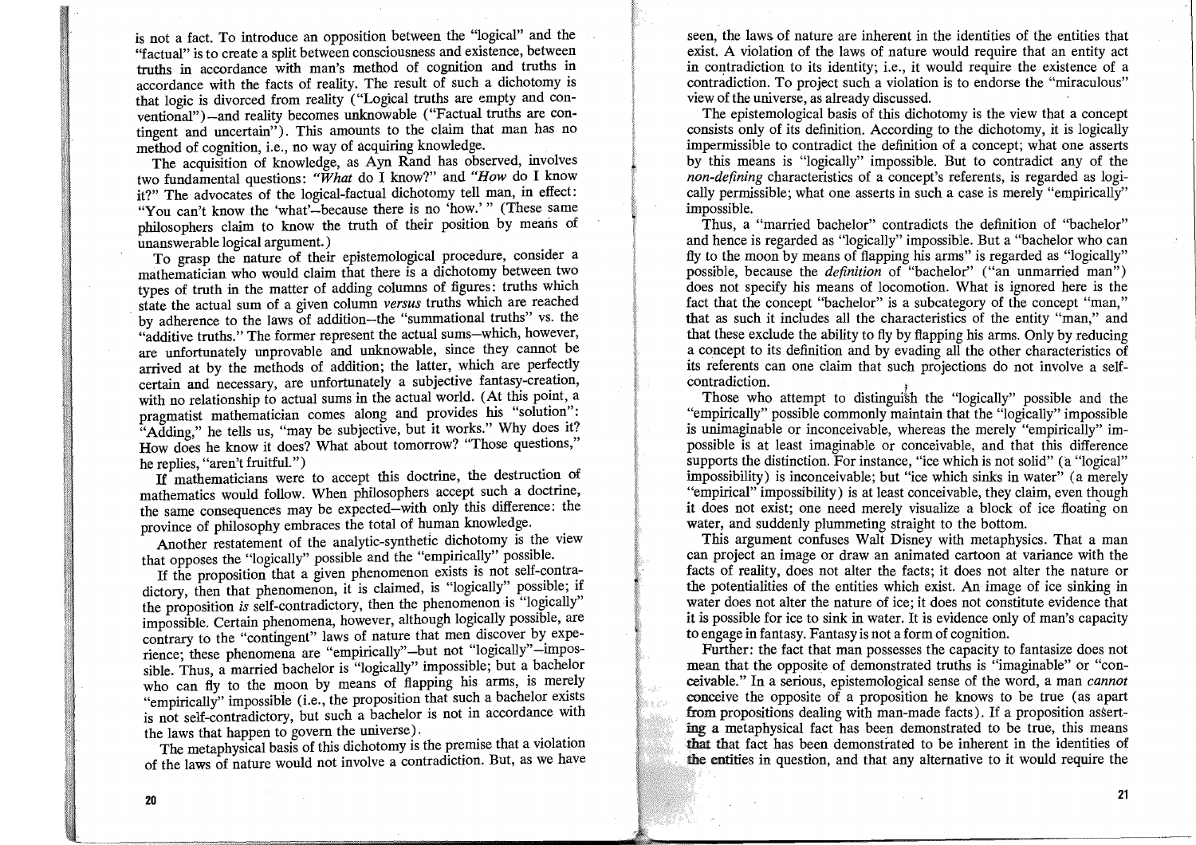is not a fact. To introduce an opposition between the "logical" and the "factual" is to create a split between consciousness and existence, between truths in accordance with man's method of cognition and truths in accordance with the facts of reality. The result of such a dichotomy is that logic is divorced from reality ("Logical truths are empty and conventional")—and reality becomes unknowable ("Factual truths are contingent and uncertain"). This amounts to the claim that man has no method of cognition, i.e., no way of acquiring knowledge.

The acquisition of knowledge, as Ayn Rand has observed, involves two fundamental questions: *"What* do I know?" and *"How* do I know it?" The advocates of the logical-factual dichotomy tell man, in effect: "You can't know the 'what'—because there is no 'how.'" (These same philosophers claim to know the truth of their position by means of unanswerable logical argument.)

To grasp the nature of their epistemological procedure, consider a mathematician who would claim that there is a dichotomy between two types of truth in the matter of adding columns of figures: truths which state the actual sum of a given column *versus* truths which are reached by adherence to the laws of addition—the "summational truths" vs. the "additive truths." The former represent the actual sums—which, however, are unfortunately unprovable and unknowable, since they cannot be arrived at by the methods of addition; the latter, which are perfectly certain and necessary, are unfortunately a subjective fantasy-creation, with no relationship to actual sums in the actual world. (At this point, a pragmatist mathematician comes along and provides his "solution": "Adding," he tells us, "may be subjective, but it works." Why does it? How does he know it does? What about tomorrow? "Those questions," he replies, "aren't fruitful.")

If mathematicians were to accept this doctrine, the destruction of mathematics would follow. When philosophers accept such a doctrine, the same consequences may be expected—with only this difference: the province of philosophy embraces the total of human knowledge.

Another restatement of the analytic-synthetic dichotomy is the view that opposes the "logically" possible and the "empirically" possible.

If the proposition that a given phenomenon exists is not self-contradictory, then that phenomenon, it is claimed, is "logically" possible; if the proposition *is* self-contradictory, then the phenomenon is "logically" impossible. Certain phenomena, however, although logically possible, are contrary to the "contingent" laws of nature that men discover by experience; these phenomena are "empirically"—but not "logically"—impossible. Thus, a married bachelor is "logically" impossible; but a bachelor who can fly to the moon by means of flapping his arms, is merely "empirically" impossible (i.e., the proposition that such a bachelor exists is not self-contradictory, but such a bachelor is not in accordance with the laws that happen to govern the universe).

The metaphysical basis of this dichotomy is the premise that a violation of the laws of nature would not involve a contradiction. But, as we have seen, the laws of nature are inherent in the identities of the entities that exist. A violation of the laws of nature would require that an entity act in contradiction to its identity; i.e., it would require the existence of a contradiction. To project such a violation is to endorse the "miraculous" view of the universe, as already discussed.

The epistemological basis of this dichotomy is the view that a concept consists only of its definition. According to the dichotomy, it is logically impermissible to contradict the definition of a concept; what one asserts by this means is "logically" impossible. But to contradict any of the *non-defining* characteristics of a concept's referents, is regarded as logically permissible; what one asserts in such a case is merely "empirically" impossible.

Thus, a "married bachelor" contradicts the definition of "bachelor" and hence is regarded as "logically" impossible. But a "bachelor who can fly to the moon by means of flapping his arms" is regarded as "logically" possible, because the *definition* of "bachelor" ("an unmarried man") does not specify his means of locomotion. What is ignored here is the fact that the concept "bachelor" is a subcategory of the concept "man," that as such it includes all the characteristics of the entity "man," and that these exclude the ability to fly by flapping his arms. Only by reducing a concept to its definition and by evading all the other characteristics of its referents can one claim that such projections do not involve a self-contradiction.

Those who attempt to distinguish the "logically" possible and the "empirically" possible commonly maintain that the "logically" impossible is unimaginable or inconceivable, whereas the merely "empirically" impossible is at least imaginable or conceivable, and that this difference supports the distinction. For instance, "ice which is not solid" (a "logical" impossibility) is inconceivable; but "ice which sinks in water" (a merely "empirical" impossibility) is at least conceivable, they claim, even though it does not exist; one need merely visualize a block of ice floating on water, and suddenly plummeting straight to the bottom.

This argument confuses Walt Disney with metaphysics. That a man can project an image or draw an animated cartoon at variance with the facts of reality, does not alter the facts; it does not alter the nature or the potentialities of the entities which exist. An image of ice sinking in water does not alter the nature of ice; it does not constitute evidence that it is possible for ice to sink in water. It is evidence only of man's capacity to engage in fantasy. Fantasy is not a form of cognition.

Further: the fact that man possesses the capacity to fantasize does not mean that the opposite of demonstrated truths is "imaginable" or "conceivable." In a serious, epistemological sense of the word, a man *cannot* conceive the opposite of a proposition he knows to be true (as apart from propositions dealing with man-made facts). If a proposition asserting a metaphysical fact has been demonstrated to be true, this means that that fact has been demonstrated to be inherent in the identities of the entities in question, and that any alternative to it would require the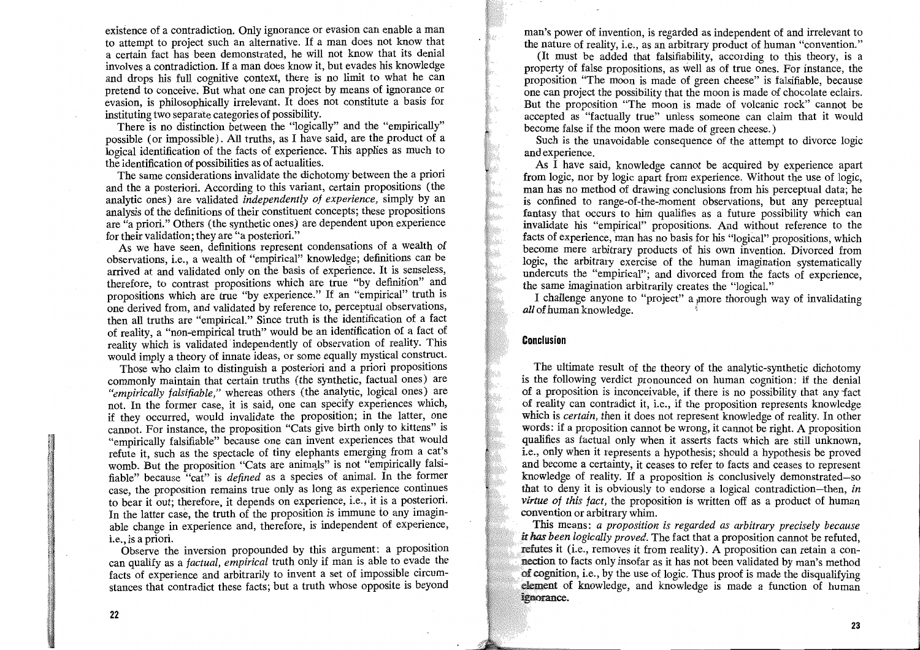existence of a contradiction. Only ignorance or evasion can enable a man to attempt to project such an alternative. If a man does not know that a certain fact has been demonstrated, he will not know that its denial involves a contradiction. If a man does know it, but evades his knowledge and drops his full cognitive context, there is no limit to what he can pretend to conceive. But what one can project by means of ignorance or evasion, is philosophically irrelevant. It does not constitute a basis for instituting two separate categories of possibility.

There is no distinction between the "logically" and the "empirically" possible (or impossible). All truths, as I have said, are the product of a logical identification of the facts of experience. This applies as much to the identification of possibilities as of actualities.

The same considerations invalidate the dichotomy between the a priori and the a posteriori. According to this variant, certain propositions (the analytic ones) are validated *independently of experience,* simply by an analysis of the definitions of their constituent concepts; these propositions are "a priori." Others (the synthetic ones) are dependent upon experience for their validation; they are "a posteriori."

As we have seen, definitions represent condensations of a wealth of observations, i.e., a wealth of "empirical" knowledge; definitions can be arrived at and validated only on the basis of experience. It is senseless, therefore, to contrast propositions which are true "by definition" and propositions which are true "by experience." If an "empirical" truth is one derived from, and validated by reference to, perceptual observations, then all truths are "empirical." Since truth is the identification of a fact of reality, a "non-empirical truth" would be an identification of a fact of reality which is validated independently of observation of reality. This would imply a theory of innate ideas, or some equally mystical construct.

Those who claim to distinguish a posteriori and a priori propositions commonly maintain that certain truths (the synthetic, factual ones) are *"empirically falsifiable,"* whereas others (the analytic, logical ones) are not. In the former case, it is said, one can specify experiences which, if they occurred, would invalidate the proposition; in the latter, one cannot. For instance, the proposition "Cats give birth only to kittens" is "empirically falsifiable" because one can invent experiences that would refute it, such as the spectacle of tiny elephants emerging from a cat's womb. But the proposition "Cats are animals" is not "empirically falsifiable" because "cat" is *defined* as a species of animal. In the former case, the proposition remains true only as long as experience continues to bear it out; therefore, it depends on experience, i.e., it is a posteriori. In the latter case, the truth of the proposition is immune to any imaginable change in experience and, therefore, is independent of experience, i.e., is a priori.

Observe the inversion propounded by this argument: a proposition can qualify as a *factual, empirical* truth only if man is able to evade the facts of experience and arbitrarily to invent a set of impossible circumstances that contradict these facts; but a truth whose opposite is beyond man's power of invention, is regarded as independent of and irrelevant to the nature of reality, i.e., as an arbitrary product of human "convention."

(It must be added that falsifiability, according to this theory, is a property of false propositions, as well as of true ones. For instance, the proposition "The moon is made of green cheese" is falsifiable, because one can project the possibility that the moon is made of chocolate eclairs. But the proposition "The moon is made of volcanic rock" cannot be accepted as "factually true" unless someone can claim that it would become false if the moon were made of green cheese.)

Such is the unavoidable consequence of the attempt to divorce logic and experience.

As I have said, knowledge cannot be acquired by experience apart from logic, nor by logic apart from experience. Without the use of logic, man has no method of drawing conclusions from his perceptual data; he is confined to range-of-the-moment observations, but any perceptual fantasy that occurs to him qualifies as a future possibility which can invalidate his "empirical" propositions. And without reference to the facts of experience, man has no basis for his "logical" propositions, which become mere arbitrary products of his own invention. Divorced from logic, the arbitrary exercise of the human imagination systematically undercuts the "empirical"; and divorced from the facts of experience, the same imagination arbitrarily creates the "logical."

I challenge anyone to "project" a more thorough way of invalidating *all* of human knowledge.

## Conclusion

The ultimate result of the theory of the analytic-synthetic dichotomy is the following verdict pronounced on human cognition: if the denial of a proposition is inconceivable, if there is no possibility that any fact of reality can contradict it, i.e., if the proposition represents knowledge which is *certain,* then it does not represent knowledge of reality. In other words: if a proposition cannot be wrong, it cannot be right. A proposition qualifies as factual only when it asserts facts which are still unknown, i.e., only when it represents a hypothesis; should a hypothesis be proved and become a certainty, it ceases to refer to facts and ceases to represent knowledge of reality. If a proposition is conclusively demonstrated—so that to deny it is obviously to endorse a logical contradiction—then, *in virtue of this fact,* the proposition is written off as a product of human convention or arbitrary whim.

This means: *a proposition is regarded as arbitrary precisely because it has been logically proved.* The fact that a proposition cannot be refuted, refutes it (i.e., removes it from reality). A proposition can retain a connection to facts only insofar as it has not been validated by man's method of cognition, i.e., by the use of logic. Thus proof is made the disqualifying element of knowledge, and knowledge is made a function of human ignorance.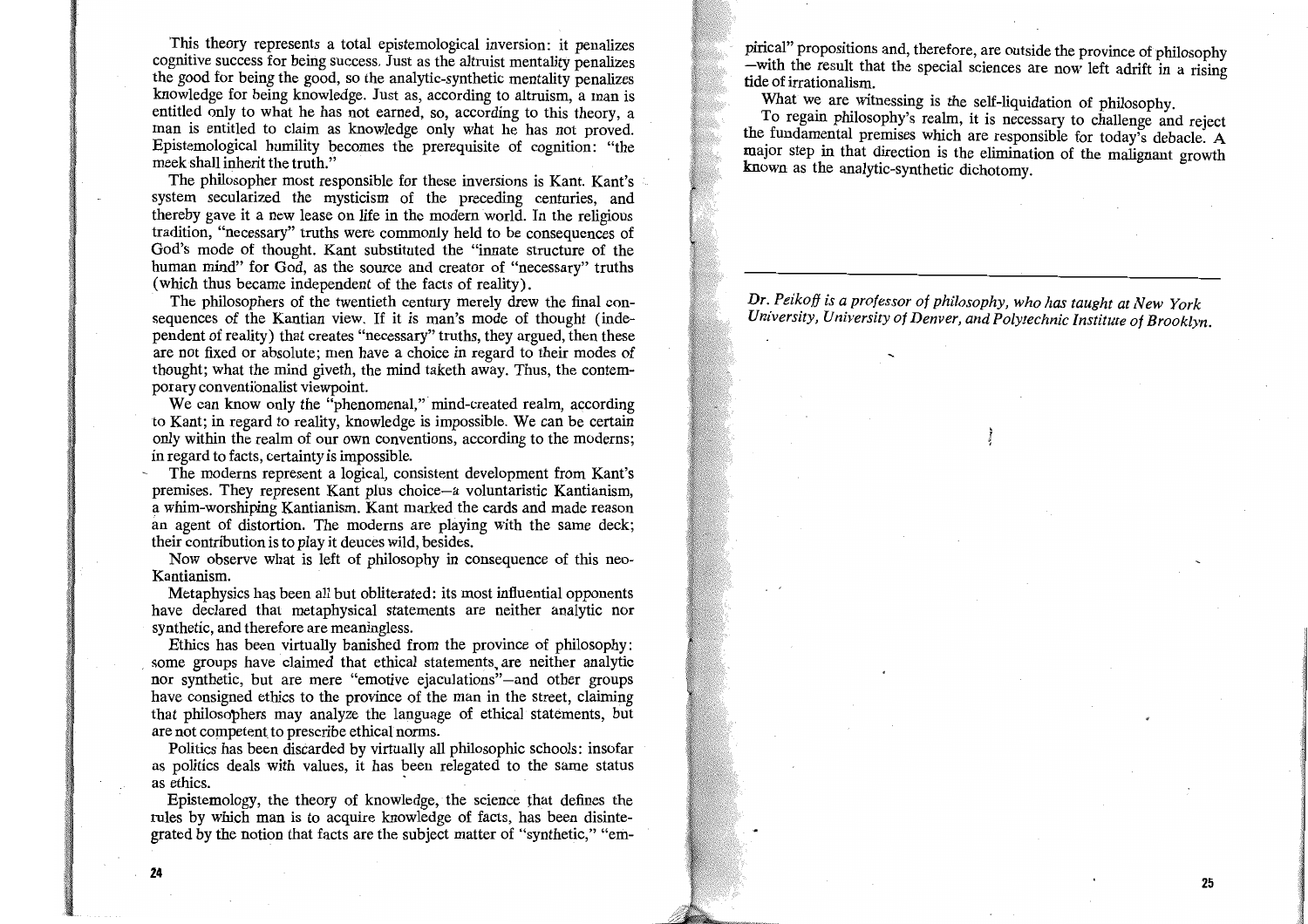This theory represents a total epistemological inversion: it penalizes cognitive success for being success. Just as the altruist mentality penalizes the good for being the good, so the analytic-synthetic mentality penalizes knowledge for being knowledge. Just as, according to altruism, a man is entitled only to what he has not earned, so, according to this theory, a man is entitled to claim as knowledge only what he has not proved. Epistemological humility becomes the prerequisite of cognition: "the meek shall inherit the truth."

The philosopher most responsible for these inversions is Kant. Kant's system secularized the mysticism of the preceding centuries, and thereby gave it a new lease on life in the modern world. In the religious tradition, "necessary" truths were commonly held to be consequences of God's mode of thought. Kant substituted the "innate structure of the human mind" for God, as the source and creator of "necessary" truths (which thus became independent of the facts of reality).

The philosophers of the twentieth century merely drew the final consequences of the Kantian view. If it *is* man's mode of thought (independent of reality) that creates "necessary" truths, they argued, then these are not fixed or absolute; men have a choice in regard to their modes of thought; what the mind giveth, the mind taketh away. Thus, the contemporary conventionalist viewpoint.

We can know only the "phenomenal," mind-created realm, according to Kant; in regard to reality, knowledge is impossible. We can be certain only within the realm of our own conventions, according to the moderns; in regard to facts, certainty is impossible.

The moderns represent a logical, consistent development from Kant's premises. They represent Kant plus choice—a voluntaristic Kantianism, a whim-worshiping Kantianism. Kant marked the cards and made reason an agent of distortion. The moderns are playing with the same deck; their contribution is to play it deuces wild, besides.

Now observe what is left of philosophy in consequence of this neo-Kantianism.

Metaphysics has been all but obliterated: its most influential opponents have declared that metaphysical statements are neither analytic nor synthetic, and therefore are meaningless.

Ethics has been virtually banished from the province of philosophy: some groups have claimed that ethical statements are neither analytic nor synthetic, but are mere "emotive ejaculations"—and other groups have consigned ethics to the province of the man in the street, claiming that philosophers may analyze the language of ethical statements, but are not competent to prescribe ethical norms.

Politics has been discarded by virtually all philosophic schools: insofar as politics deals with values, it has been relegated to the same status as ethics.

Epistemology, the theory of knowledge, the science that defines the rules by which man is to acquire knowledge of facts, has been disintegrated by the notion that facts are the subject matter of "synthetic," "empirical" propositions and, therefore, are outside the province of philosophy—with the result that the special sciences are now left adrift in a rising tide of irrationalism.

What we are witnessing is the self-liquidation of philosophy.

To regain philosophy's realm, it is necessary to challenge and reject the fundamental premises which are responsible for today's debacle. A major step in that direction is the elimination of the malignant growth known as the analytic-synthetic dichotomy.

---

*Dr. Peikoff is a professor of philosophy, who has taught at New York University, University of Denver, and Polytechnic Institute of Brooklyn.*